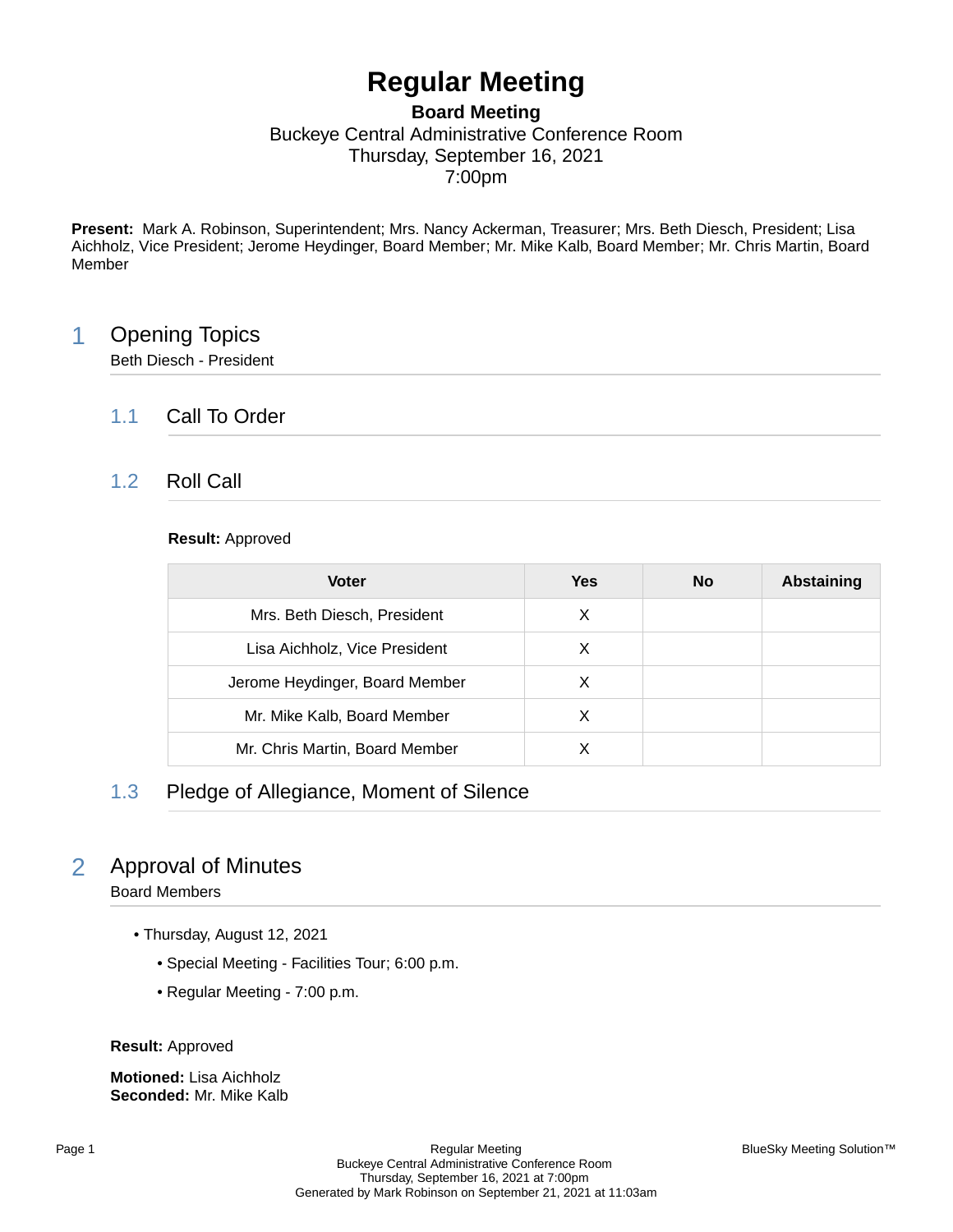# Regular Meeting

**Board Meeting**
Buckeye Central Administrative Conference Room
Thursday, September 16, 2021
7:00pm

**Present:** Mark A. Robinson, Superintendent; Mrs. Nancy Ackerman, Treasurer; Mrs. Beth Diesch, President; Lisa Aichholz, Vice President; Jerome Heydinger, Board Member; Mr. Mike Kalb, Board Member; Mr. Chris Martin, Board Member

## 1 Opening Topics

Beth Diesch - President

### 1.1 Call To Order

### 1.2 Roll Call

**Result:** Approved

| Voter | Yes | No | Abstaining |
|---|---|---|---|
| Mrs. Beth Diesch, President | X | | |
| Lisa Aichholz, Vice President | X | | |
| Jerome Heydinger, Board Member | X | | |
| Mr. Mike Kalb, Board Member | X | | |
| Mr. Chris Martin, Board Member | X | | |

### 1.3 Pledge of Allegiance, Moment of Silence

## 2 Approval of Minutes

Board Members

- Thursday, August 12, 2021
  - Special Meeting - Facilities Tour; 6:00 p.m.
  - Regular Meeting - 7:00 p.m.

**Result:** Approved

**Motioned:** Lisa Aichholz
**Seconded:** Mr. Mike Kalb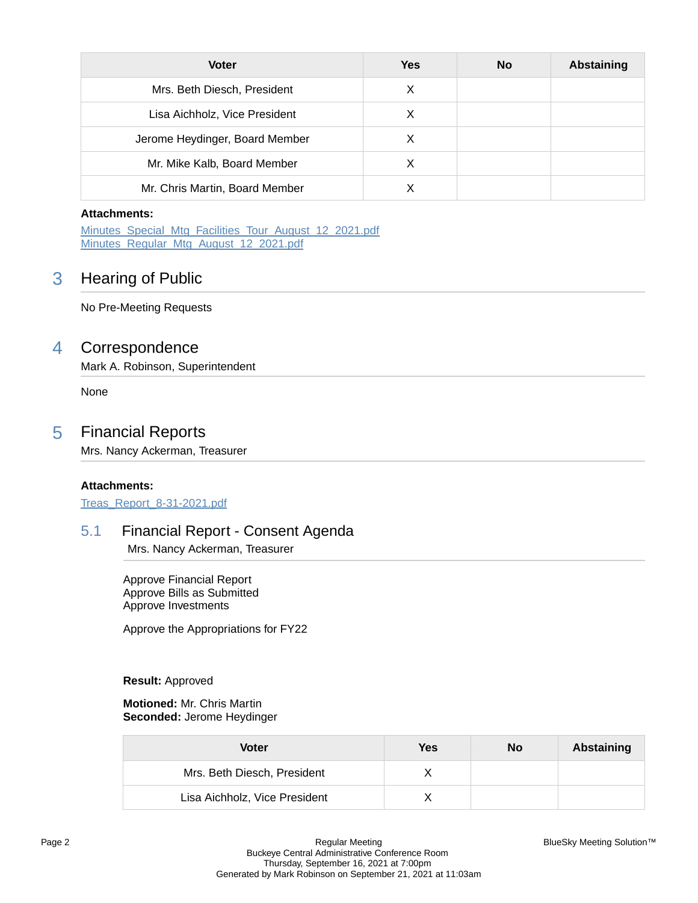| Voter | Yes | No | Abstaining |
|---|---|---|---|
| Mrs. Beth Diesch, President | X | | |
| Lisa Aichholz, Vice President | X | | |
| Jerome Heydinger, Board Member | X | | |
| Mr. Mike Kalb, Board Member | X | | |
| Mr. Chris Martin, Board Member | X | | |

**Attachments:**

Minutes_Special_Mtg_Facilities_Tour_August_12_2021.pdf
Minutes_Regular_Mtg_August_12_2021.pdf

# 3 Hearing of Public

No Pre-Meeting Requests

# 4 Correspondence

Mark A. Robinson, Superintendent

None

# 5 Financial Reports

Mrs. Nancy Ackerman, Treasurer

**Attachments:**

Treas_Report_8-31-2021.pdf

## 5.1 Financial Report - Consent Agenda

Mrs. Nancy Ackerman, Treasurer

Approve Financial Report
Approve Bills as Submitted
Approve Investments

Approve the Appropriations for FY22

**Result:** Approved

**Motioned:** Mr. Chris Martin
**Seconded:** Jerome Heydinger

| Voter | Yes | No | Abstaining |
|---|---|---|---|
| Mrs. Beth Diesch, President | X | | |
| Lisa Aichholz, Vice President | X | | |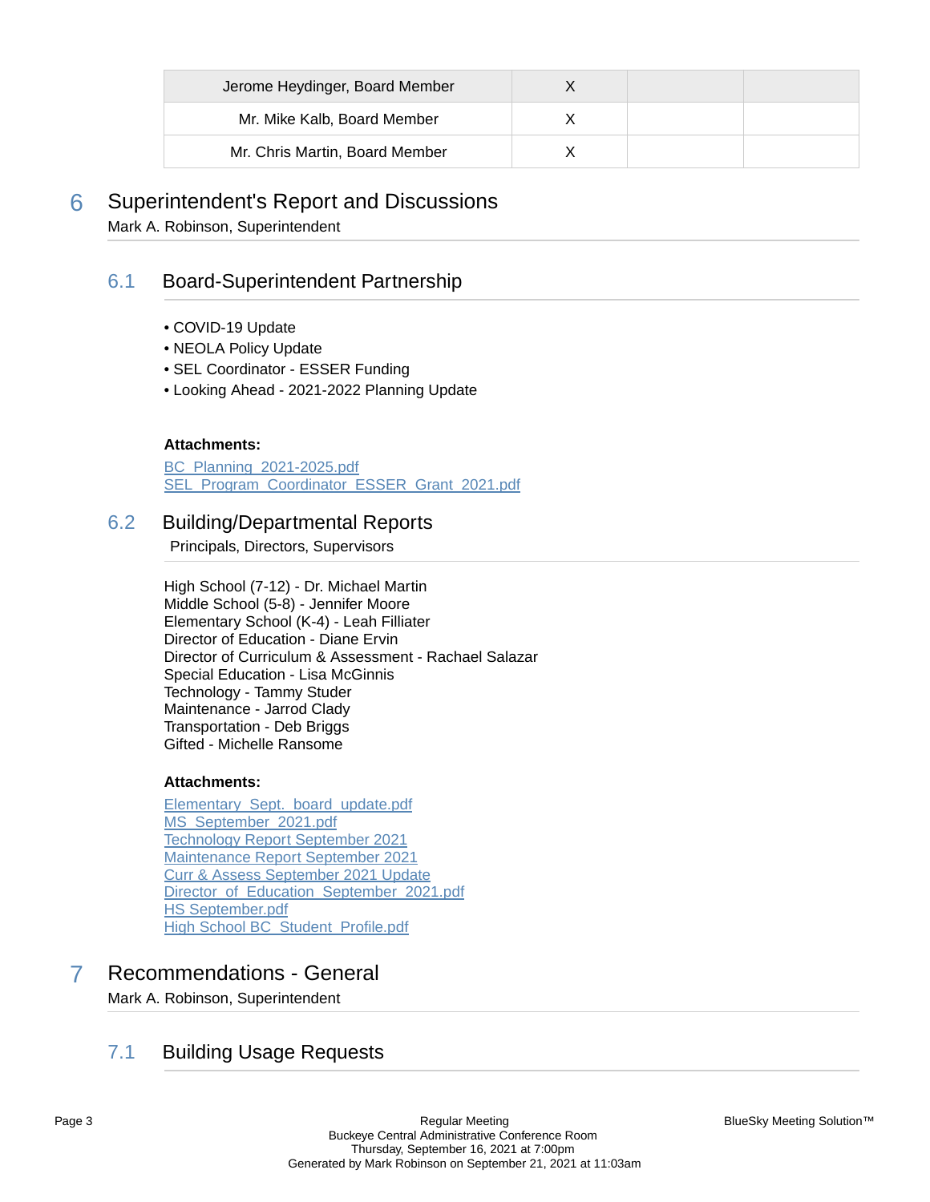| Jerome Heydinger, Board Member | X | | |
|---|---|---|---|
| Mr. Mike Kalb, Board Member | X | | |
| Mr. Chris Martin, Board Member | X | | |

# 6 Superintendent's Report and Discussions

Mark A. Robinson, Superintendent

## 6.1 Board-Superintendent Partnership

- COVID-19 Update
- NEOLA Policy Update
- SEL Coordinator - ESSER Funding
- Looking Ahead - 2021-2022 Planning Update

**Attachments:**

BC_Planning_2021-2025.pdf
SEL_Program_Coordinator_ESSER_Grant_2021.pdf

## 6.2 Building/Departmental Reports

Principals, Directors, Supervisors

High School (7-12) - Dr. Michael Martin
Middle School (5-8) - Jennifer Moore
Elementary School (K-4) - Leah Filliater
Director of Education - Diane Ervin
Director of Curriculum & Assessment - Rachael Salazar
Special Education - Lisa McGinnis
Technology - Tammy Studer
Maintenance - Jarrod Clady
Transportation - Deb Briggs
Gifted - Michelle Ransome

**Attachments:**

Elementary_Sept._board_update.pdf
MS_September_2021.pdf
Technology Report September 2021
Maintenance Report September 2021
Curr & Assess September 2021 Update
Director_of_Education_September_2021.pdf
HS September.pdf
High School BC_Student_Profile.pdf

# 7 Recommendations - General

Mark A. Robinson, Superintendent

## 7.1 Building Usage Requests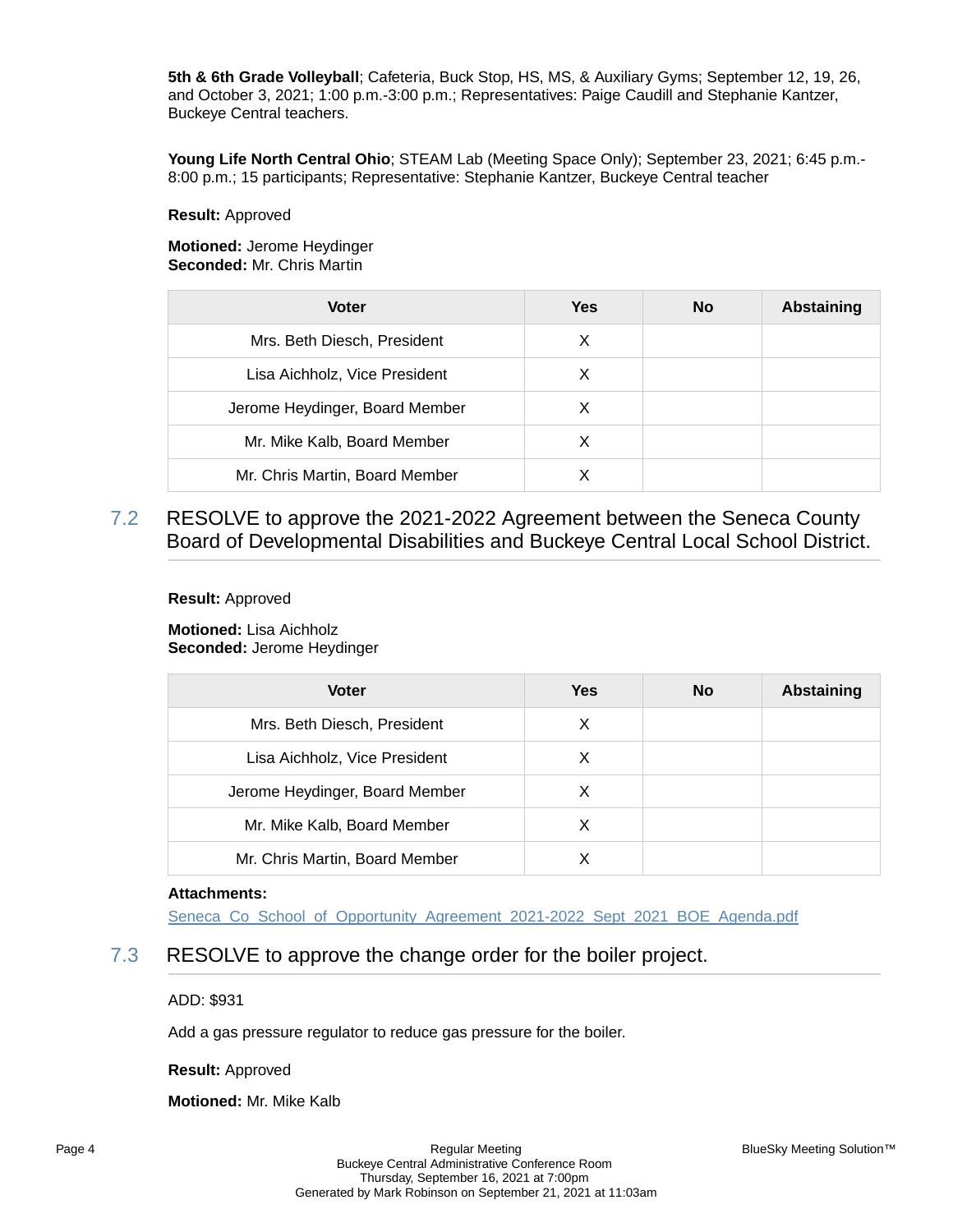**5th & 6th Grade Volleyball**; Cafeteria, Buck Stop, HS, MS, & Auxiliary Gyms; September 12, 19, 26, and October 3, 2021; 1:00 p.m.-3:00 p.m.; Representatives: Paige Caudill and Stephanie Kantzer, Buckeye Central teachers.

**Young Life North Central Ohio**; STEAM Lab (Meeting Space Only); September 23, 2021; 6:45 p.m.-8:00 p.m.; 15 participants; Representative: Stephanie Kantzer, Buckeye Central teacher

**Result:** Approved

**Motioned:** Jerome Heydinger
**Seconded:** Mr. Chris Martin

| Voter | Yes | No | Abstaining |
|---|---|---|---|
| Mrs. Beth Diesch, President | X | | |
| Lisa Aichholz, Vice President | X | | |
| Jerome Heydinger, Board Member | X | | |
| Mr. Mike Kalb, Board Member | X | | |
| Mr. Chris Martin, Board Member | X | | |

## 7.2 RESOLVE to approve the 2021-2022 Agreement between the Seneca County Board of Developmental Disabilities and Buckeye Central Local School District.

**Result:** Approved

**Motioned:** Lisa Aichholz
**Seconded:** Jerome Heydinger

| Voter | Yes | No | Abstaining |
|---|---|---|---|
| Mrs. Beth Diesch, President | X | | |
| Lisa Aichholz, Vice President | X | | |
| Jerome Heydinger, Board Member | X | | |
| Mr. Mike Kalb, Board Member | X | | |
| Mr. Chris Martin, Board Member | X | | |

**Attachments:**
Seneca_Co_School_of_Opportunity_Agreement_2021-2022_Sept_2021_BOE_Agenda.pdf

## 7.3 RESOLVE to approve the change order for the boiler project.

ADD: $931

Add a gas pressure regulator to reduce gas pressure for the boiler.

**Result:** Approved

**Motioned:** Mr. Mike Kalb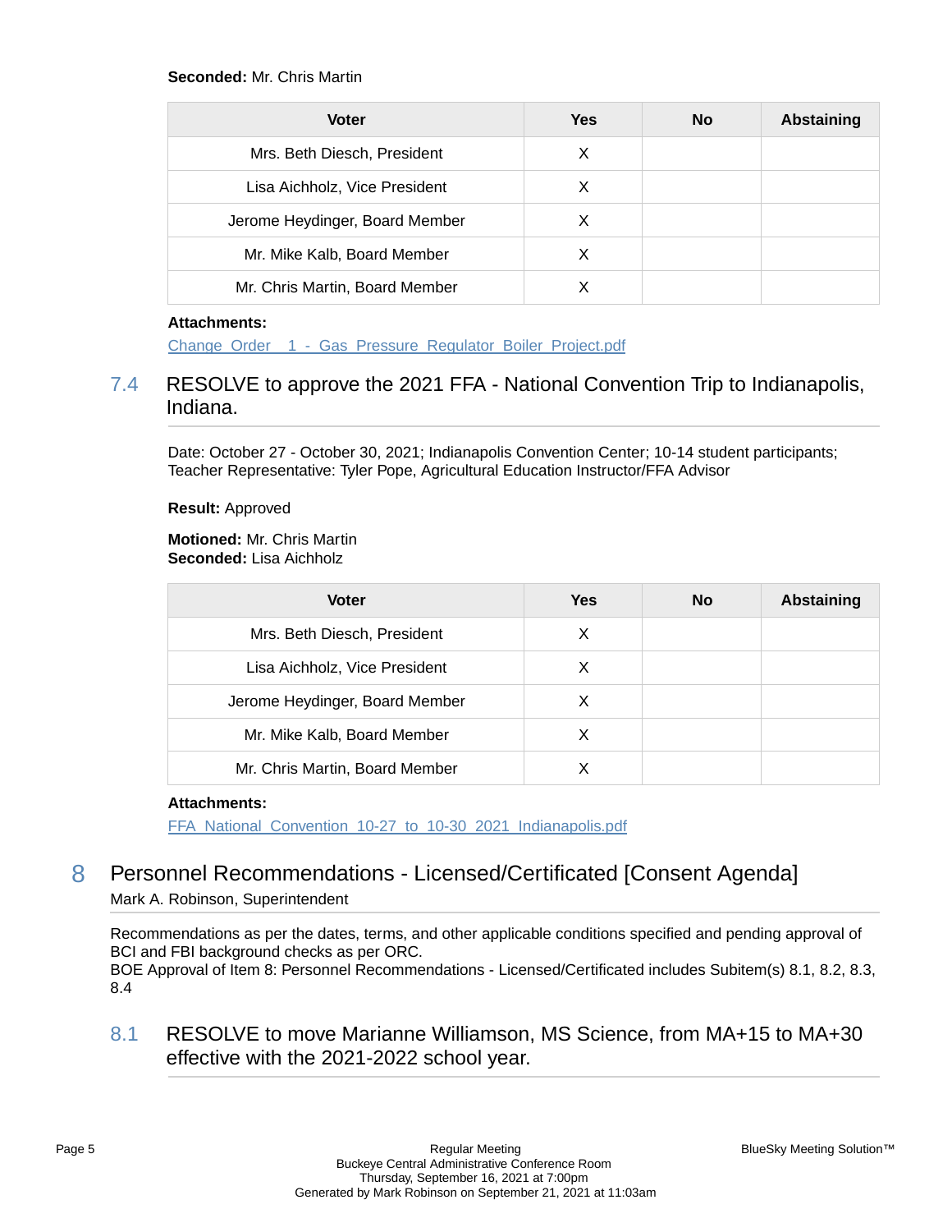**Seconded:** Mr. Chris Martin

| Voter | Yes | No | Abstaining |
|---|---|---|---|
| Mrs. Beth Diesch, President | X | | |
| Lisa Aichholz, Vice President | X | | |
| Jerome Heydinger, Board Member | X | | |
| Mr. Mike Kalb, Board Member | X | | |
| Mr. Chris Martin, Board Member | X | | |

**Attachments:**

Change_Order__1_-_Gas_Pressure_Regulator_Boiler_Project.pdf

### 7.4 RESOLVE to approve the 2021 FFA - National Convention Trip to Indianapolis, Indiana.

Date: October 27 - October 30, 2021; Indianapolis Convention Center; 10-14 student participants; Teacher Representative: Tyler Pope, Agricultural Education Instructor/FFA Advisor

**Result:** Approved

**Motioned:** Mr. Chris Martin
**Seconded:** Lisa Aichholz

| Voter | Yes | No | Abstaining |
|---|---|---|---|
| Mrs. Beth Diesch, President | X | | |
| Lisa Aichholz, Vice President | X | | |
| Jerome Heydinger, Board Member | X | | |
| Mr. Mike Kalb, Board Member | X | | |
| Mr. Chris Martin, Board Member | X | | |

**Attachments:**

FFA_National_Convention_10-27_to_10-30_2021_Indianapolis.pdf

## 8 Personnel Recommendations - Licensed/Certificated [Consent Agenda]

Mark A. Robinson, Superintendent

Recommendations as per the dates, terms, and other applicable conditions specified and pending approval of BCI and FBI background checks as per ORC.
BOE Approval of Item 8: Personnel Recommendations - Licensed/Certificated includes Subitem(s) 8.1, 8.2, 8.3, 8.4

### 8.1 RESOLVE to move Marianne Williamson, MS Science, from MA+15 to MA+30 effective with the 2021-2022 school year.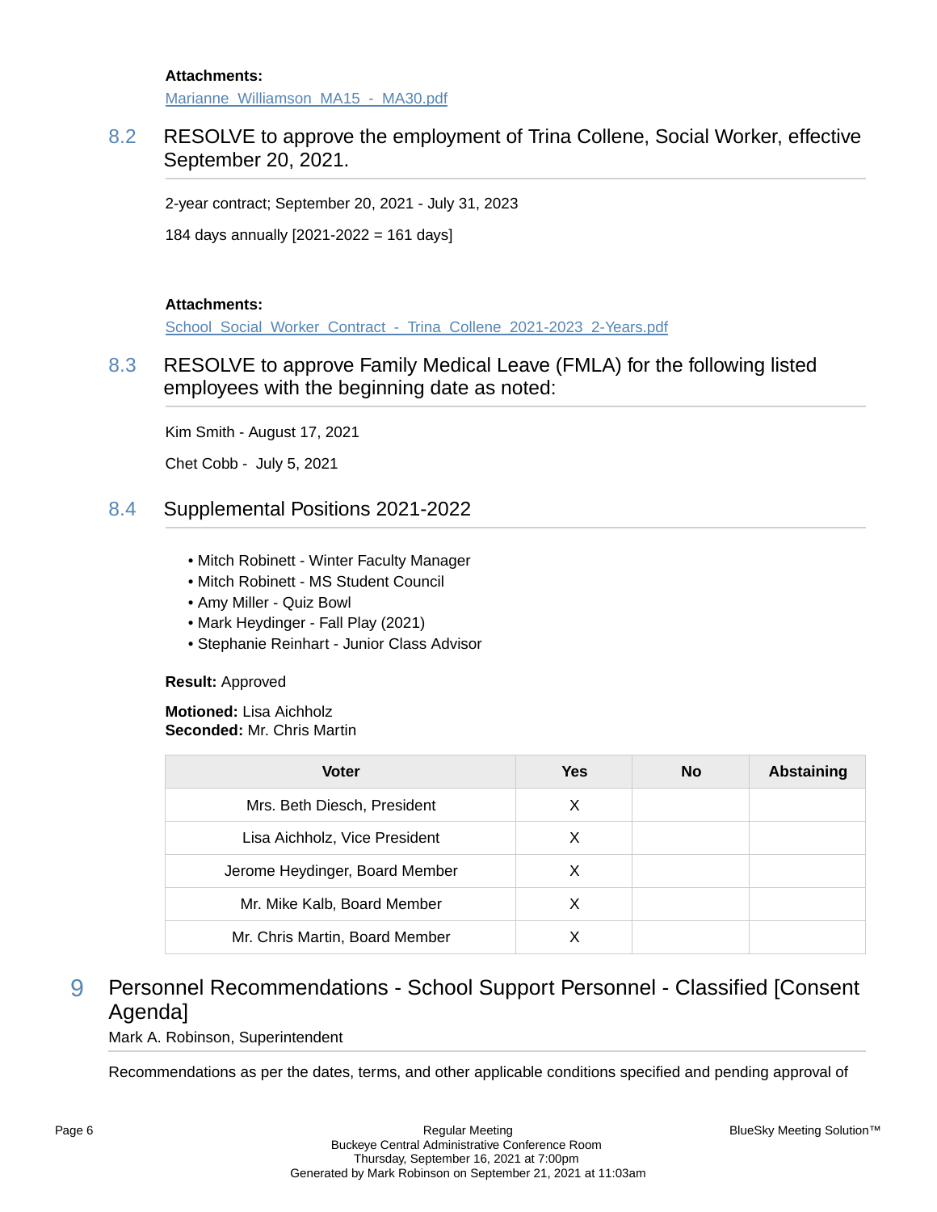**Attachments:**
Marianne_Williamson_MA15_-_MA30.pdf

### 8.2 RESOLVE to approve the employment of Trina Collene, Social Worker, effective September 20, 2021.

2-year contract; September 20, 2021 - July 31, 2023

184 days annually [2021-2022 = 161 days]

**Attachments:**
School_Social_Worker_Contract_-_Trina_Collene_2021-2023_2-Years.pdf

### 8.3 RESOLVE to approve Family Medical Leave (FMLA) for the following listed employees with the beginning date as noted:

Kim Smith - August 17, 2021

Chet Cobb - July 5, 2021

### 8.4 Supplemental Positions 2021-2022

- Mitch Robinett - Winter Faculty Manager
- Mitch Robinett - MS Student Council
- Amy Miller - Quiz Bowl
- Mark Heydinger - Fall Play (2021)
- Stephanie Reinhart - Junior Class Advisor

**Result:** Approved

**Motioned:** Lisa Aichholz
**Seconded:** Mr. Chris Martin

| Voter | Yes | No | Abstaining |
|---|---|---|---|
| Mrs. Beth Diesch, President | X | | |
| Lisa Aichholz, Vice President | X | | |
| Jerome Heydinger, Board Member | X | | |
| Mr. Mike Kalb, Board Member | X | | |
| Mr. Chris Martin, Board Member | X | | |

## 9 Personnel Recommendations - School Support Personnel - Classified [Consent Agenda]

Mark A. Robinson, Superintendent

Recommendations as per the dates, terms, and other applicable conditions specified and pending approval of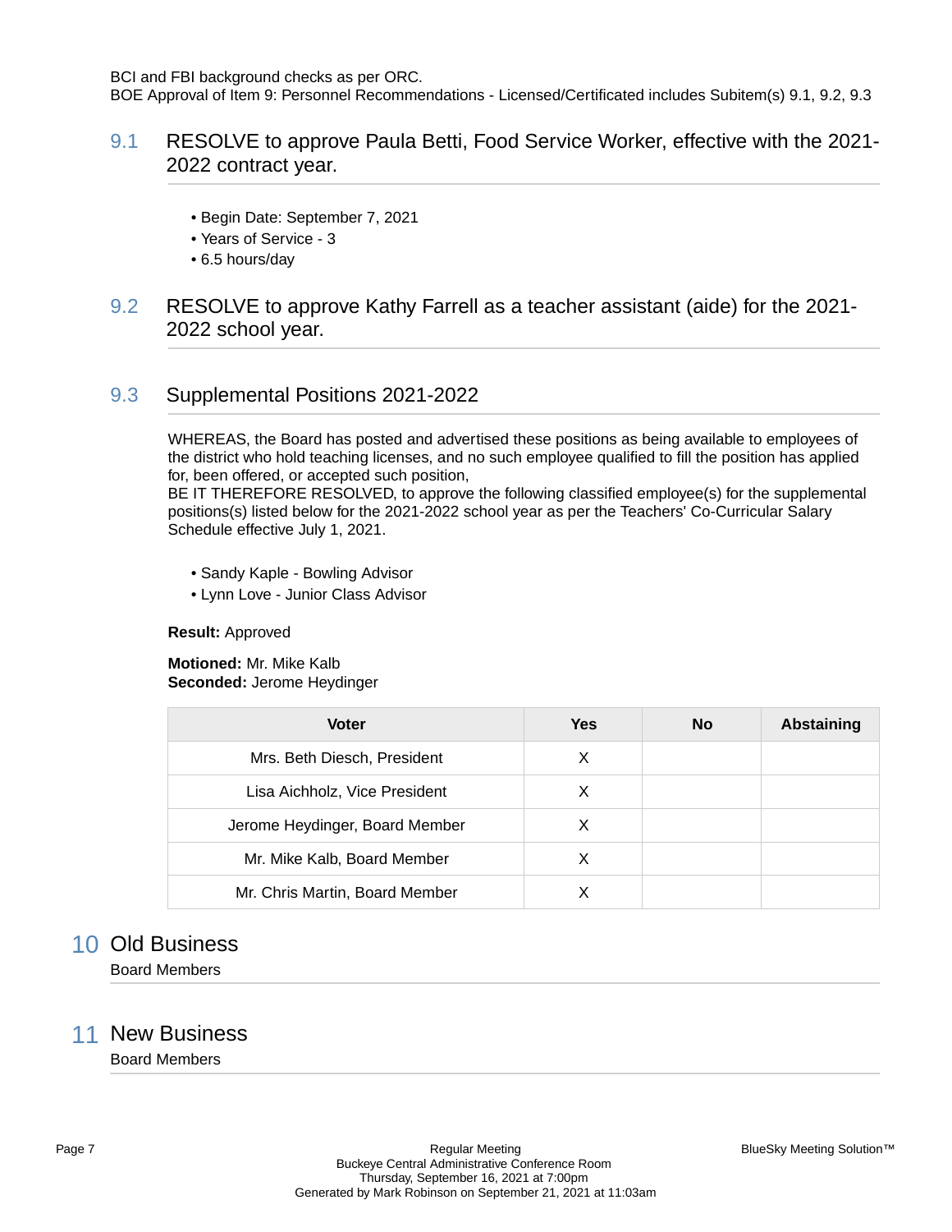BCI and FBI background checks as per ORC.
BOE Approval of Item 9: Personnel Recommendations - Licensed/Certificated includes Subitem(s) 9.1, 9.2, 9.3

### 9.1 RESOLVE to approve Paula Betti, Food Service Worker, effective with the 2021-2022 contract year.

- Begin Date: September 7, 2021
- Years of Service - 3
- 6.5 hours/day

### 9.2 RESOLVE to approve Kathy Farrell as a teacher assistant (aide) for the 2021-2022 school year.

### 9.3 Supplemental Positions 2021-2022

WHEREAS, the Board has posted and advertised these positions as being available to employees of the district who hold teaching licenses, and no such employee qualified to fill the position has applied for, been offered, or accepted such position,
BE IT THEREFORE RESOLVED, to approve the following classified employee(s) for the supplemental positions(s) listed below for the 2021-2022 school year as per the Teachers' Co-Curricular Salary Schedule effective July 1, 2021.

- Sandy Kaple - Bowling Advisor
- Lynn Love - Junior Class Advisor

**Result:** Approved

**Motioned:** Mr. Mike Kalb
**Seconded:** Jerome Heydinger

| Voter | Yes | No | Abstaining |
|---|---|---|---|
| Mrs. Beth Diesch, President | X | | |
| Lisa Aichholz, Vice President | X | | |
| Jerome Heydinger, Board Member | X | | |
| Mr. Mike Kalb, Board Member | X | | |
| Mr. Chris Martin, Board Member | X | | |

## 10 Old Business

Board Members

## 11 New Business

Board Members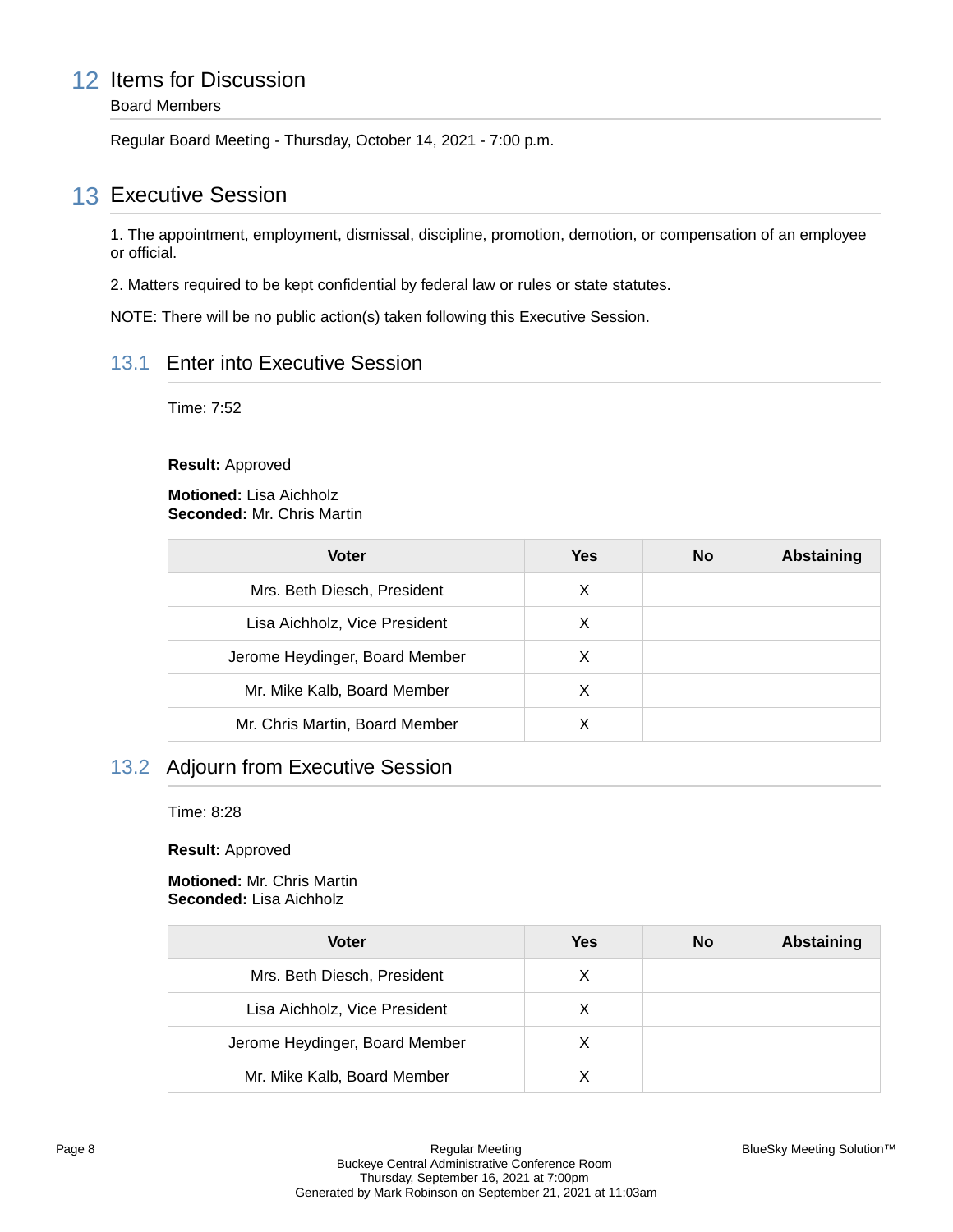## 12 Items for Discussion

Board Members

Regular Board Meeting - Thursday, October 14, 2021 - 7:00 p.m.

## 13 Executive Session

1. The appointment, employment, dismissal, discipline, promotion, demotion, or compensation of an employee or official.

2. Matters required to be kept confidential by federal law or rules or state statutes.

NOTE: There will be no public action(s) taken following this Executive Session.

### 13.1 Enter into Executive Session

Time: 7:52

**Result:** Approved

**Motioned:** Lisa Aichholz
**Seconded:** Mr. Chris Martin

| Voter | Yes | No | Abstaining |
|---|---|---|---|
| Mrs. Beth Diesch, President | X | | |
| Lisa Aichholz, Vice President | X | | |
| Jerome Heydinger, Board Member | X | | |
| Mr. Mike Kalb, Board Member | X | | |
| Mr. Chris Martin, Board Member | X | | |

### 13.2 Adjourn from Executive Session

Time: 8:28

**Result:** Approved

**Motioned:** Mr. Chris Martin
**Seconded:** Lisa Aichholz

| Voter | Yes | No | Abstaining |
|---|---|---|---|
| Mrs. Beth Diesch, President | X | | |
| Lisa Aichholz, Vice President | X | | |
| Jerome Heydinger, Board Member | X | | |
| Mr. Mike Kalb, Board Member | X | | |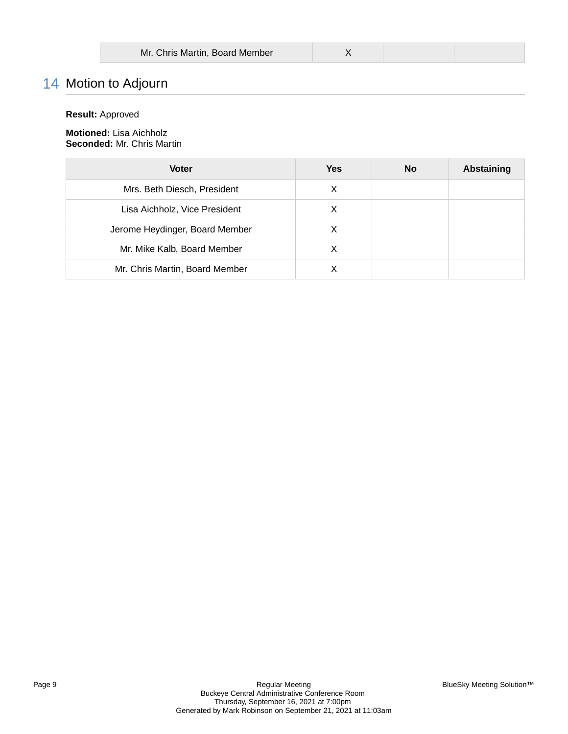| | | | |
|---|---|---|---|
| Mr. Chris Martin, Board Member | X | | |

## 14 Motion to Adjourn

**Result:** Approved

**Motioned:** Lisa Aichholz
**Seconded:** Mr. Chris Martin

| Voter | Yes | No | Abstaining |
|---|---|---|---|
| Mrs. Beth Diesch, President | X | | |
| Lisa Aichholz, Vice President | X | | |
| Jerome Heydinger, Board Member | X | | |
| Mr. Mike Kalb, Board Member | X | | |
| Mr. Chris Martin, Board Member | X | | |